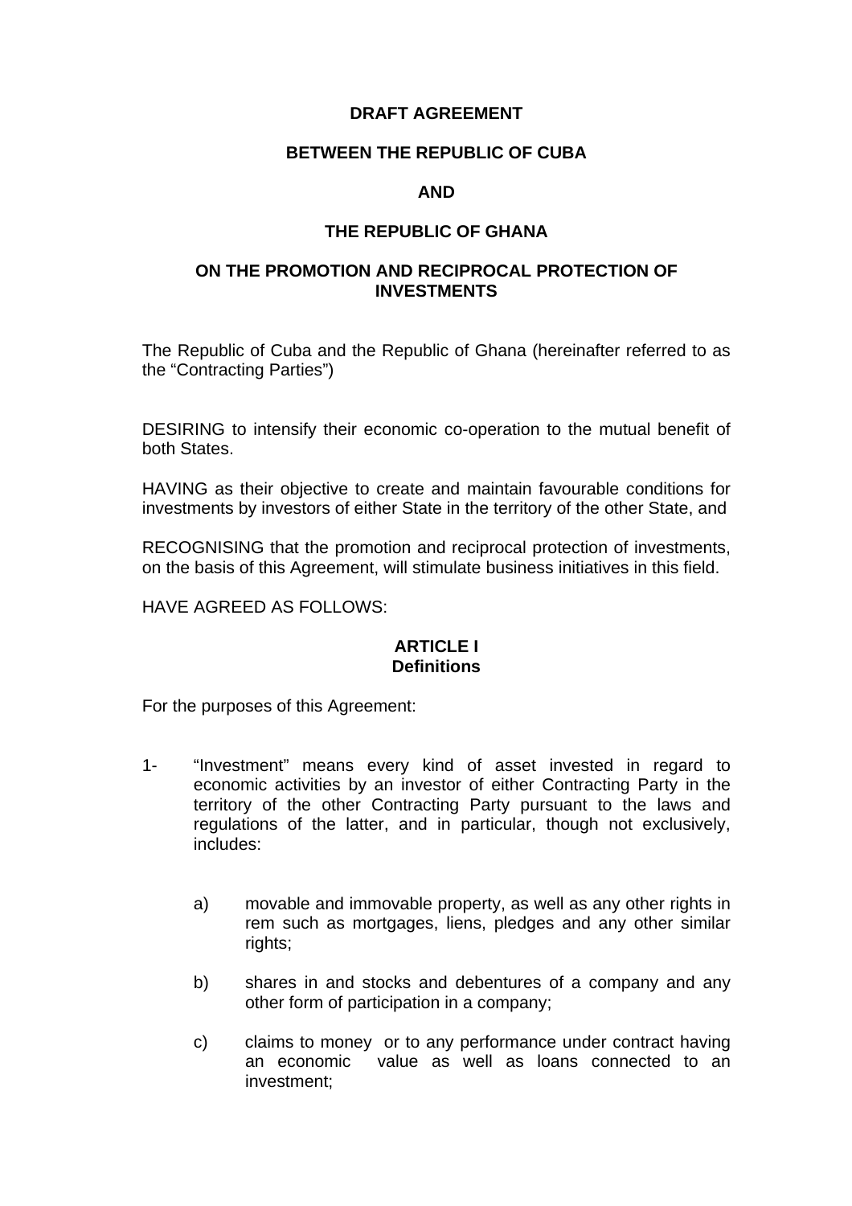**DRAFT AGREEMENT**

**BETWEEN THE REPUBLIC OF CUBA**

**AND**

**THE REPUBLIC OF GHANA**

**ON THE PROMOTION AND RECIPROCAL PROTECTION OF INVESTMENTS**

The Republic of Cuba and the Republic of Ghana (hereinafter referred to as the "Contracting Parties")

DESIRING to intensify their economic co-operation to the mutual benefit of both States.

HAVING as their objective to create and maintain favourable conditions for investments by investors of either State in the territory of the other State, and

RECOGNISING that the promotion and reciprocal protection of investments, on the basis of this Agreement, will stimulate business initiatives in this field.

HAVE AGREED AS FOLLOWS:

**ARTICLE I**
**Definitions**

For the purposes of this Agreement:

1- "Investment" means every kind of asset invested in regard to economic activities by an investor of either Contracting Party in the territory of the other Contracting Party pursuant to the laws and regulations of the latter, and in particular, though not exclusively, includes:

a) movable and immovable property, as well as any other rights in rem such as mortgages, liens, pledges and any other similar rights;

b) shares in and stocks and debentures of a company and any other form of participation in a company;

c) claims to money or to any performance under contract having an economic value as well as loans connected to an investment;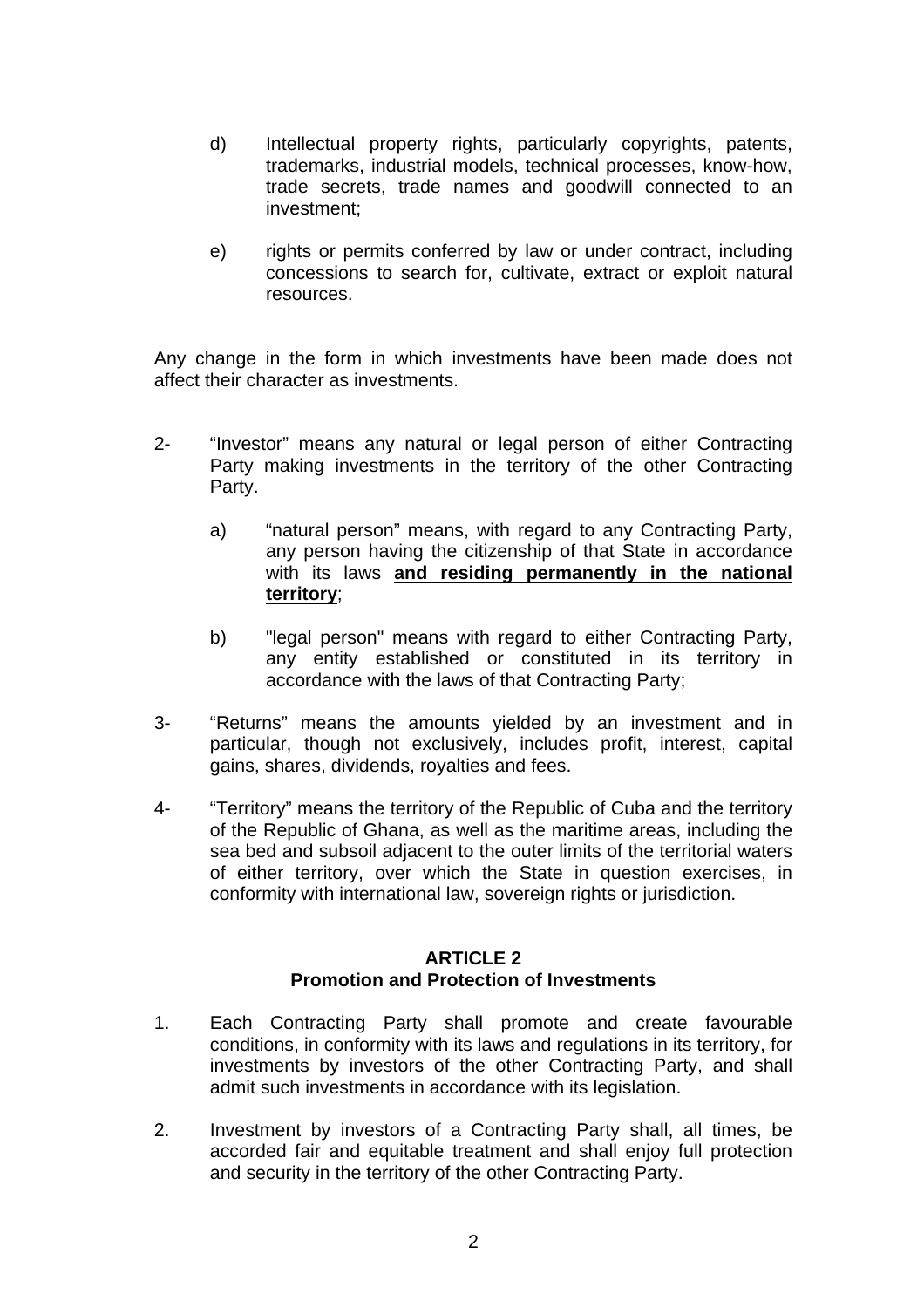d) Intellectual property rights, particularly copyrights, patents, trademarks, industrial models, technical processes, know-how, trade secrets, trade names and goodwill connected to an investment;

e) rights or permits conferred by law or under contract, including concessions to search for, cultivate, extract or exploit natural resources.

Any change in the form in which investments have been made does not affect their character as investments.

2- "Investor" means any natural or legal person of either Contracting Party making investments in the territory of the other Contracting Party.

   a) "natural person" means, with regard to any Contracting Party, any person having the citizenship of that State in accordance with its laws **<u>and residing permanently in the national territory</u>**;

   b) "legal person" means with regard to either Contracting Party, any entity established or constituted in its territory in accordance with the laws of that Contracting Party;

3- "Returns" means the amounts yielded by an investment and in particular, though not exclusively, includes profit, interest, capital gains, shares, dividends, royalties and fees.

4- "Territory" means the territory of the Republic of Cuba and the territory of the Republic of Ghana, as well as the maritime areas, including the sea bed and subsoil adjacent to the outer limits of the territorial waters of either territory, over which the State in question exercises, in conformity with international law, sovereign rights or jurisdiction.

## ARTICLE 2
## Promotion and Protection of Investments

1. Each Contracting Party shall promote and create favourable conditions, in conformity with its laws and regulations in its territory, for investments by investors of the other Contracting Party, and shall admit such investments in accordance with its legislation.

2. Investment by investors of a Contracting Party shall, all times, be accorded fair and equitable treatment and shall enjoy full protection and security in the territory of the other Contracting Party.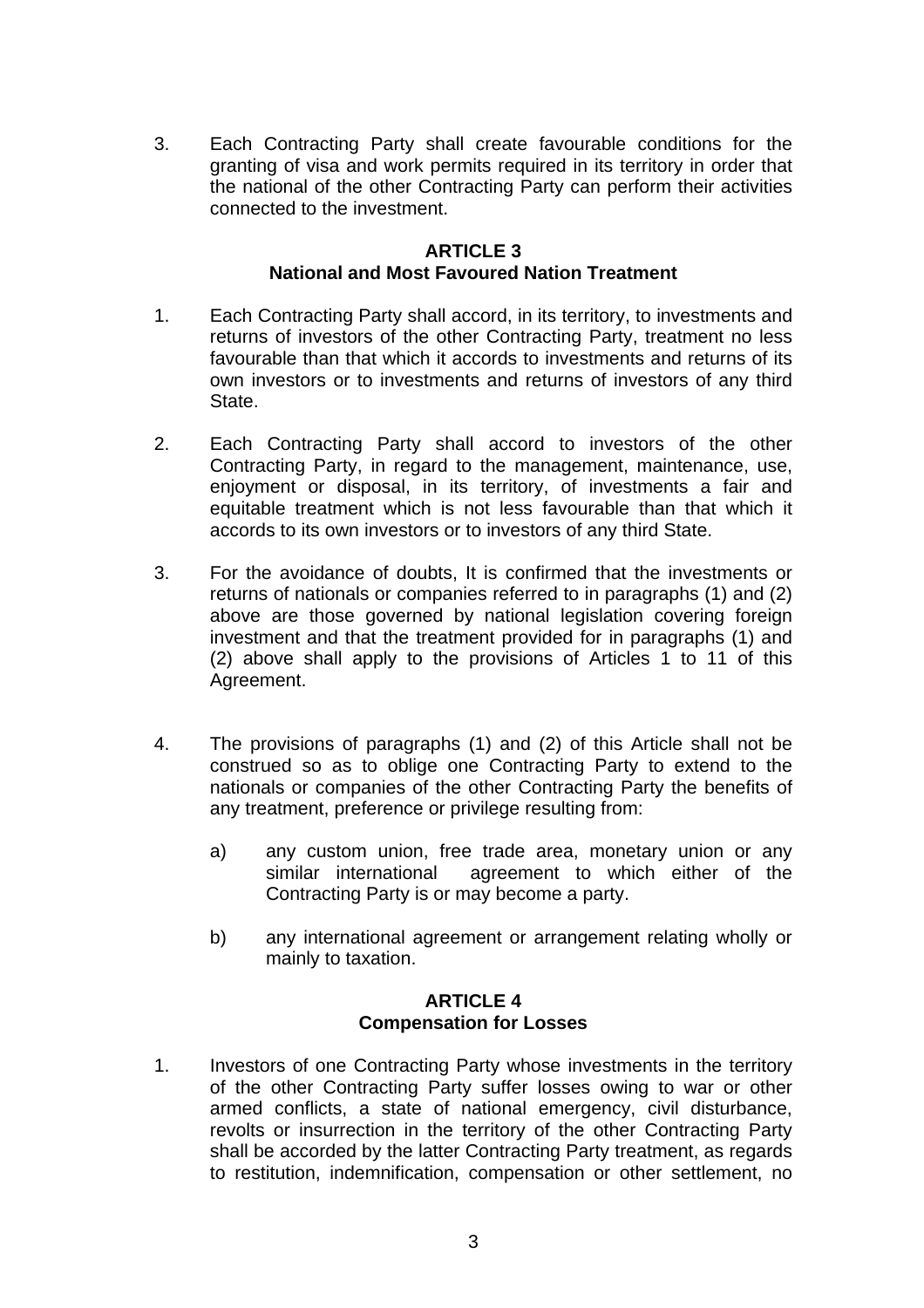3. Each Contracting Party shall create favourable conditions for the granting of visa and work permits required in its territory in order that the national of the other Contracting Party can perform their activities connected to the investment.

## ARTICLE 3
## National and Most Favoured Nation Treatment

1. Each Contracting Party shall accord, in its territory, to investments and returns of investors of the other Contracting Party, treatment no less favourable than that which it accords to investments and returns of its own investors or to investments and returns of investors of any third State.

2. Each Contracting Party shall accord to investors of the other Contracting Party, in regard to the management, maintenance, use, enjoyment or disposal, in its territory, of investments a fair and equitable treatment which is not less favourable than that which it accords to its own investors or to investors of any third State.

3. For the avoidance of doubts, It is confirmed that the investments or returns of nationals or companies referred to in paragraphs (1) and (2) above are those governed by national legislation covering foreign investment and that the treatment provided for in paragraphs (1) and (2) above shall apply to the provisions of Articles 1 to 11 of this Agreement.

4. The provisions of paragraphs (1) and (2) of this Article shall not be construed so as to oblige one Contracting Party to extend to the nationals or companies of the other Contracting Party the benefits of any treatment, preference or privilege resulting from:

   a) any custom union, free trade area, monetary union or any similar international agreement to which either of the Contracting Party is or may become a party.

   b) any international agreement or arrangement relating wholly or mainly to taxation.

## ARTICLE 4
## Compensation for Losses

1. Investors of one Contracting Party whose investments in the territory of the other Contracting Party suffer losses owing to war or other armed conflicts, a state of national emergency, civil disturbance, revolts or insurrection in the territory of the other Contracting Party shall be accorded by the latter Contracting Party treatment, as regards to restitution, indemnification, compensation or other settlement, no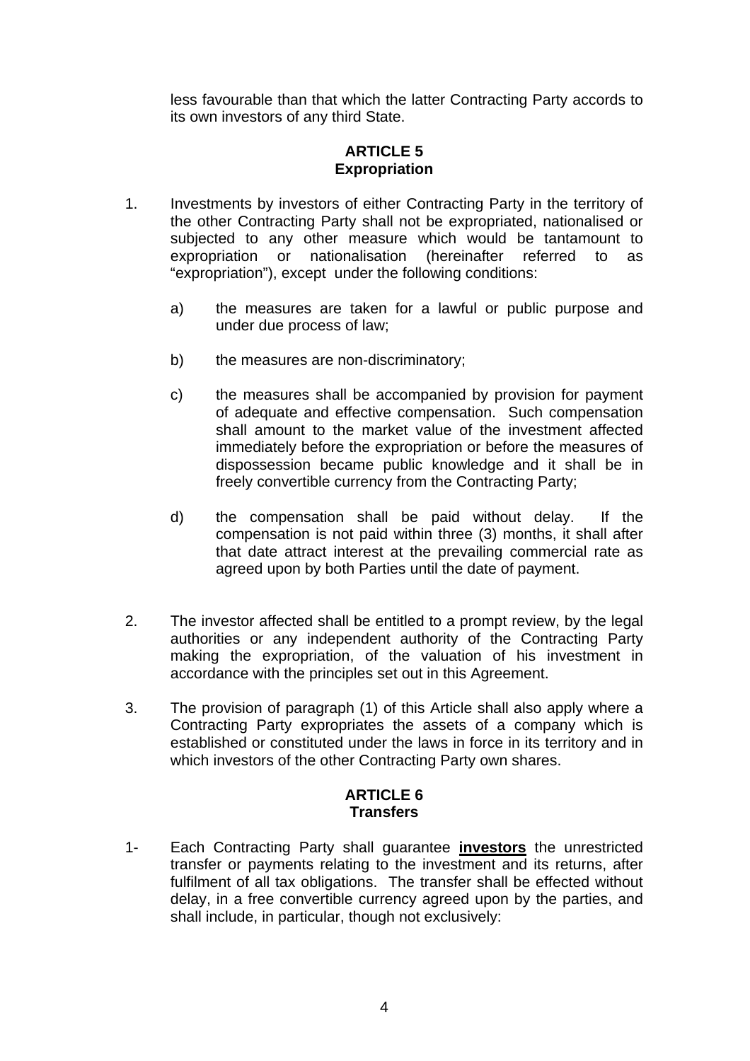less favourable than that which the latter Contracting Party accords to its own investors of any third State.

## ARTICLE 5
## Expropriation

1. Investments by investors of either Contracting Party in the territory of the other Contracting Party shall not be expropriated, nationalised or subjected to any other measure which would be tantamount to expropriation or nationalisation (hereinafter referred to as "expropriation"), except under the following conditions:

   a) the measures are taken for a lawful or public purpose and under due process of law;

   b) the measures are non-discriminatory;

   c) the measures shall be accompanied by provision for payment of adequate and effective compensation. Such compensation shall amount to the market value of the investment affected immediately before the expropriation or before the measures of dispossession became public knowledge and it shall be in freely convertible currency from the Contracting Party;

   d) the compensation shall be paid without delay. If the compensation is not paid within three (3) months, it shall after that date attract interest at the prevailing commercial rate as agreed upon by both Parties until the date of payment.

2. The investor affected shall be entitled to a prompt review, by the legal authorities or any independent authority of the Contracting Party making the expropriation, of the valuation of his investment in accordance with the principles set out in this Agreement.

3. The provision of paragraph (1) of this Article shall also apply where a Contracting Party expropriates the assets of a company which is established or constituted under the laws in force in its territory and in which investors of the other Contracting Party own shares.

## ARTICLE 6
## Transfers

1- Each Contracting Party shall guarantee **investors** the unrestricted transfer or payments relating to the investment and its returns, after fulfilment of all tax obligations. The transfer shall be effected without delay, in a free convertible currency agreed upon by the parties, and shall include, in particular, though not exclusively: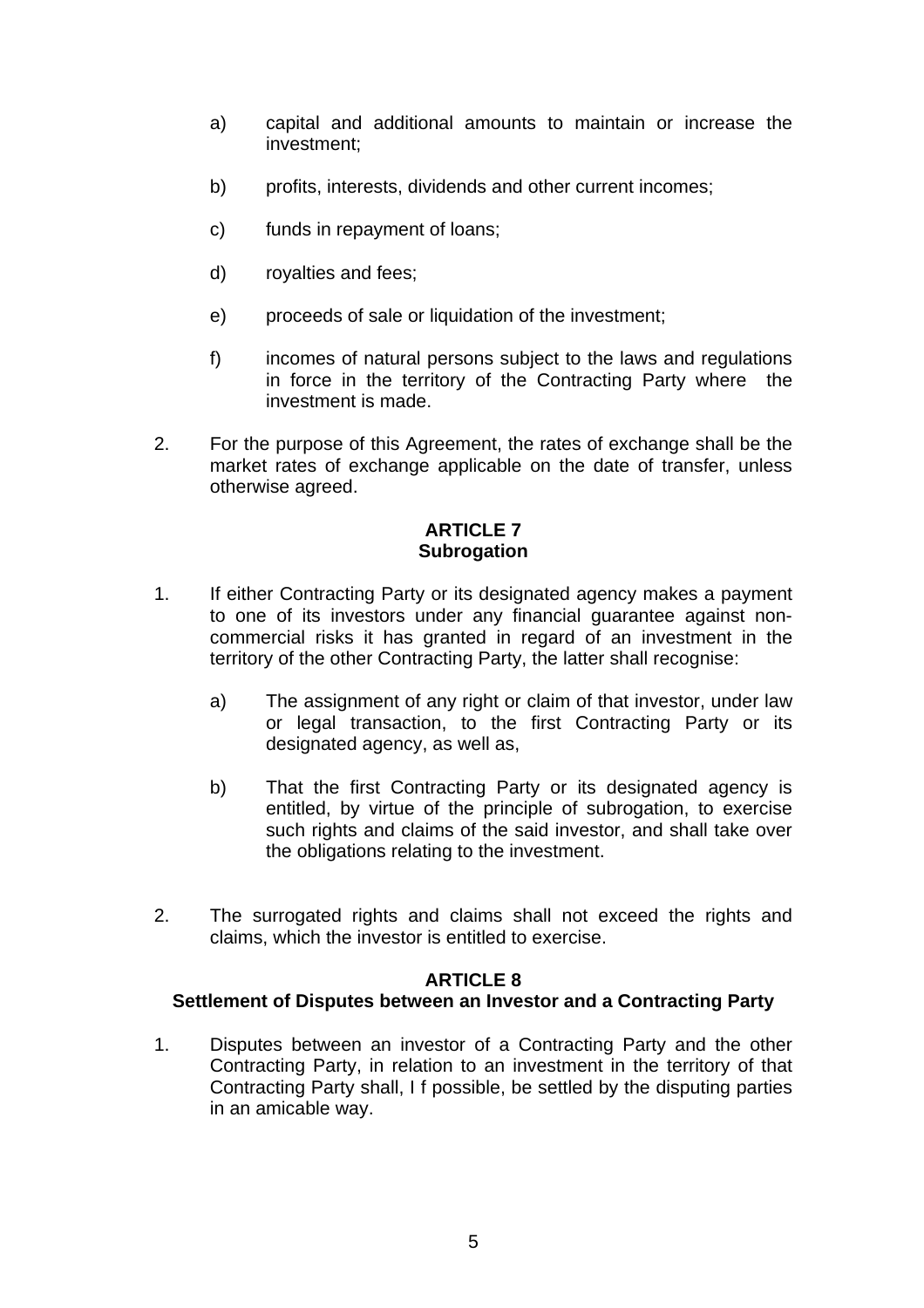a) capital and additional amounts to maintain or increase the investment;

b) profits, interests, dividends and other current incomes;

c) funds in repayment of loans;

d) royalties and fees;

e) proceeds of sale or liquidation of the investment;

f) incomes of natural persons subject to the laws and regulations in force in the territory of the Contracting Party where the investment is made.

2. For the purpose of this Agreement, the rates of exchange shall be the market rates of exchange applicable on the date of transfer, unless otherwise agreed.

**ARTICLE 7**
**Subrogation**

1. If either Contracting Party or its designated agency makes a payment to one of its investors under any financial guarantee against non-commercial risks it has granted in regard of an investment in the territory of the other Contracting Party, the latter shall recognise:

   a) The assignment of any right or claim of that investor, under law or legal transaction, to the first Contracting Party or its designated agency, as well as,

   b) That the first Contracting Party or its designated agency is entitled, by virtue of the principle of subrogation, to exercise such rights and claims of the said investor, and shall take over the obligations relating to the investment.

2. The surrogated rights and claims shall not exceed the rights and claims, which the investor is entitled to exercise.

**ARTICLE 8**
**Settlement of Disputes between an Investor and a Contracting Party**

1. Disputes between an investor of a Contracting Party and the other Contracting Party, in relation to an investment in the territory of that Contracting Party shall, I f possible, be settled by the disputing parties in an amicable way.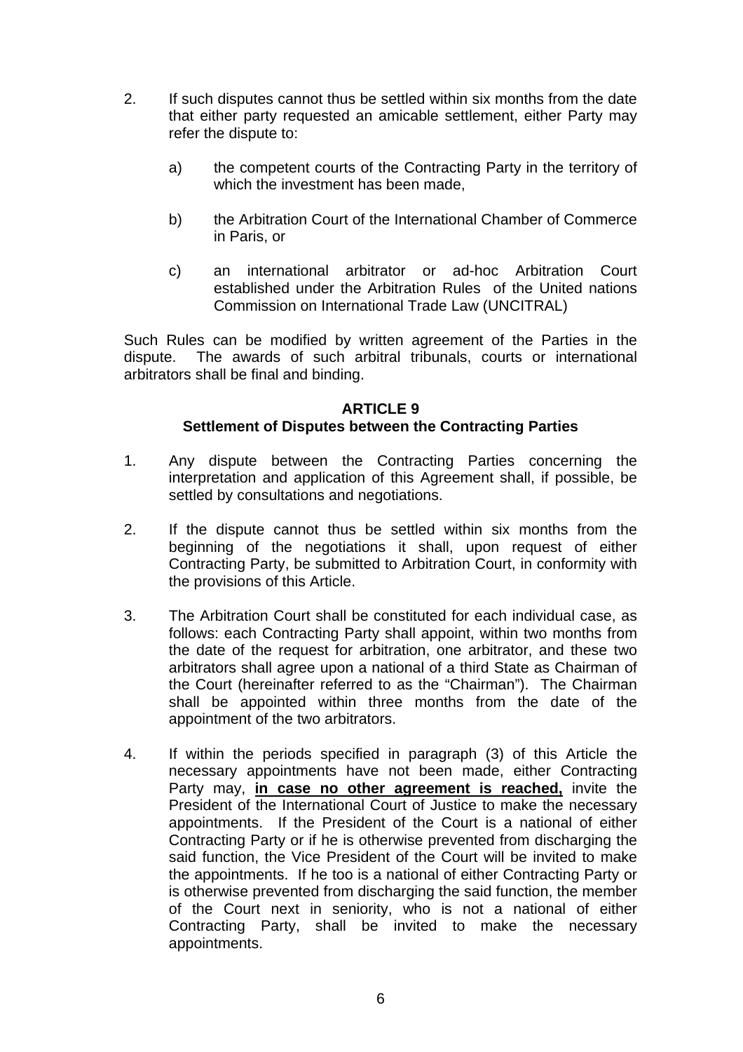2. If such disputes cannot thus be settled within six months from the date that either party requested an amicable settlement, either Party may refer the dispute to:

   a) the competent courts of the Contracting Party in the territory of which the investment has been made,

   b) the Arbitration Court of the International Chamber of Commerce in Paris, or

   c) an international arbitrator or ad-hoc Arbitration Court established under the Arbitration Rules of the United nations Commission on International Trade Law (UNCITRAL)

Such Rules can be modified by written agreement of the Parties in the dispute. The awards of such arbitral tribunals, courts or international arbitrators shall be final and binding.

## ARTICLE 9
## Settlement of Disputes between the Contracting Parties

1. Any dispute between the Contracting Parties concerning the interpretation and application of this Agreement shall, if possible, be settled by consultations and negotiations.

2. If the dispute cannot thus be settled within six months from the beginning of the negotiations it shall, upon request of either Contracting Party, be submitted to Arbitration Court, in conformity with the provisions of this Article.

3. The Arbitration Court shall be constituted for each individual case, as follows: each Contracting Party shall appoint, within two months from the date of the request for arbitration, one arbitrator, and these two arbitrators shall agree upon a national of a third State as Chairman of the Court (hereinafter referred to as the "Chairman"). The Chairman shall be appointed within three months from the date of the appointment of the two arbitrators.

4. If within the periods specified in paragraph (3) of this Article the necessary appointments have not been made, either Contracting Party may, <u>**in case no other agreement is reached,**</u> invite the President of the International Court of Justice to make the necessary appointments. If the President of the Court is a national of either Contracting Party or if he is otherwise prevented from discharging the said function, the Vice President of the Court will be invited to make the appointments. If he too is a national of either Contracting Party or is otherwise prevented from discharging the said function, the member of the Court next in seniority, who is not a national of either Contracting Party, shall be invited to make the necessary appointments.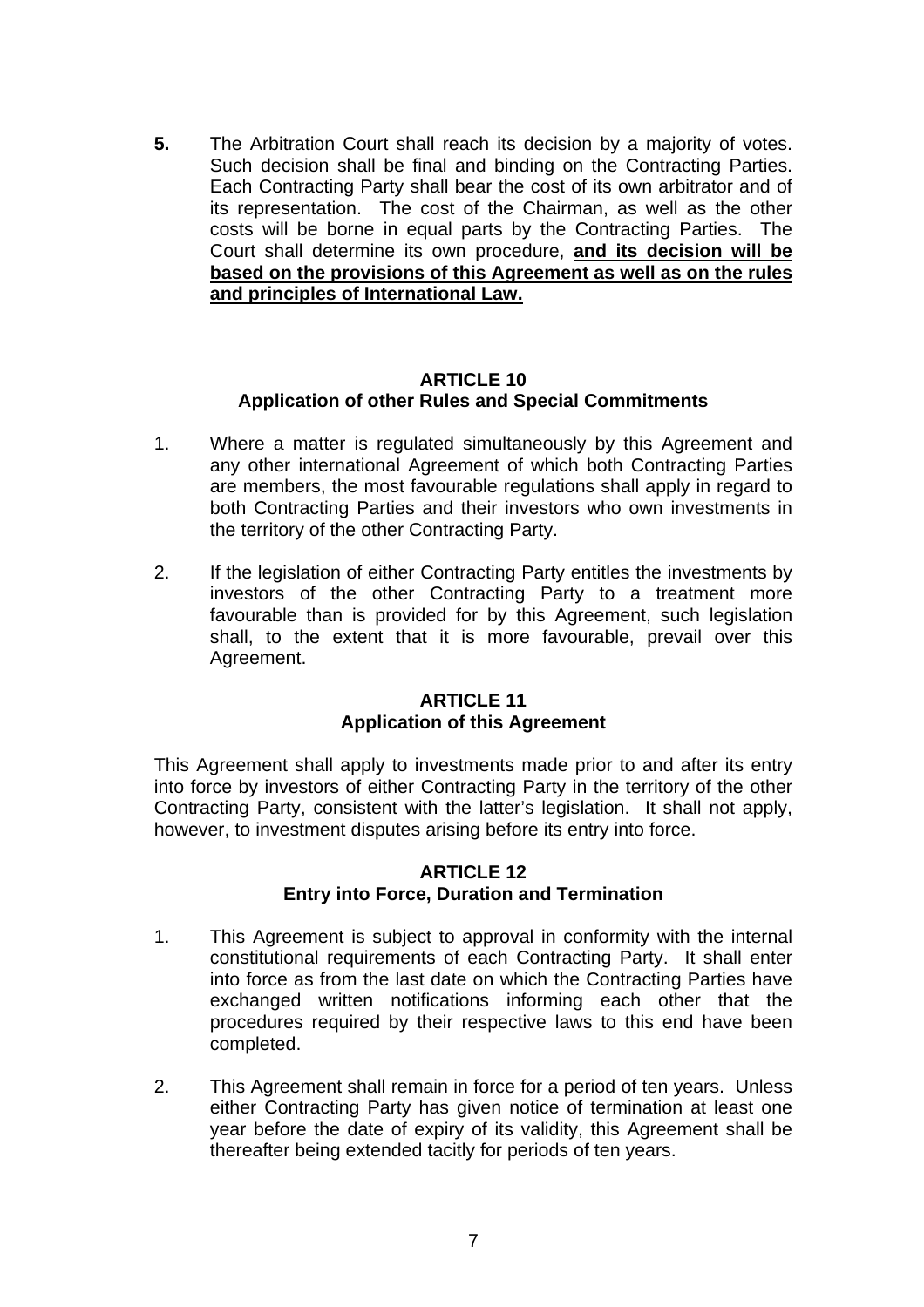**5.** The Arbitration Court shall reach its decision by a majority of votes. Such decision shall be final and binding on the Contracting Parties. Each Contracting Party shall bear the cost of its own arbitrator and of its representation. The cost of the Chairman, as well as the other costs will be borne in equal parts by the Contracting Parties. The Court shall determine its own procedure, **<u>and its decision will be based on the provisions of this Agreement as well as on the rules and principles of International Law.</u>**

## ARTICLE 10
## Application of other Rules and Special Commitments

1. Where a matter is regulated simultaneously by this Agreement and any other international Agreement of which both Contracting Parties are members, the most favourable regulations shall apply in regard to both Contracting Parties and their investors who own investments in the territory of the other Contracting Party.

2. If the legislation of either Contracting Party entitles the investments by investors of the other Contracting Party to a treatment more favourable than is provided for by this Agreement, such legislation shall, to the extent that it is more favourable, prevail over this Agreement.

## ARTICLE 11
## Application of this Agreement

This Agreement shall apply to investments made prior to and after its entry into force by investors of either Contracting Party in the territory of the other Contracting Party, consistent with the latter's legislation. It shall not apply, however, to investment disputes arising before its entry into force.

## ARTICLE 12
## Entry into Force, Duration and Termination

1. This Agreement is subject to approval in conformity with the internal constitutional requirements of each Contracting Party. It shall enter into force as from the last date on which the Contracting Parties have exchanged written notifications informing each other that the procedures required by their respective laws to this end have been completed.

2. This Agreement shall remain in force for a period of ten years. Unless either Contracting Party has given notice of termination at least one year before the date of expiry of its validity, this Agreement shall be thereafter being extended tacitly for periods of ten years.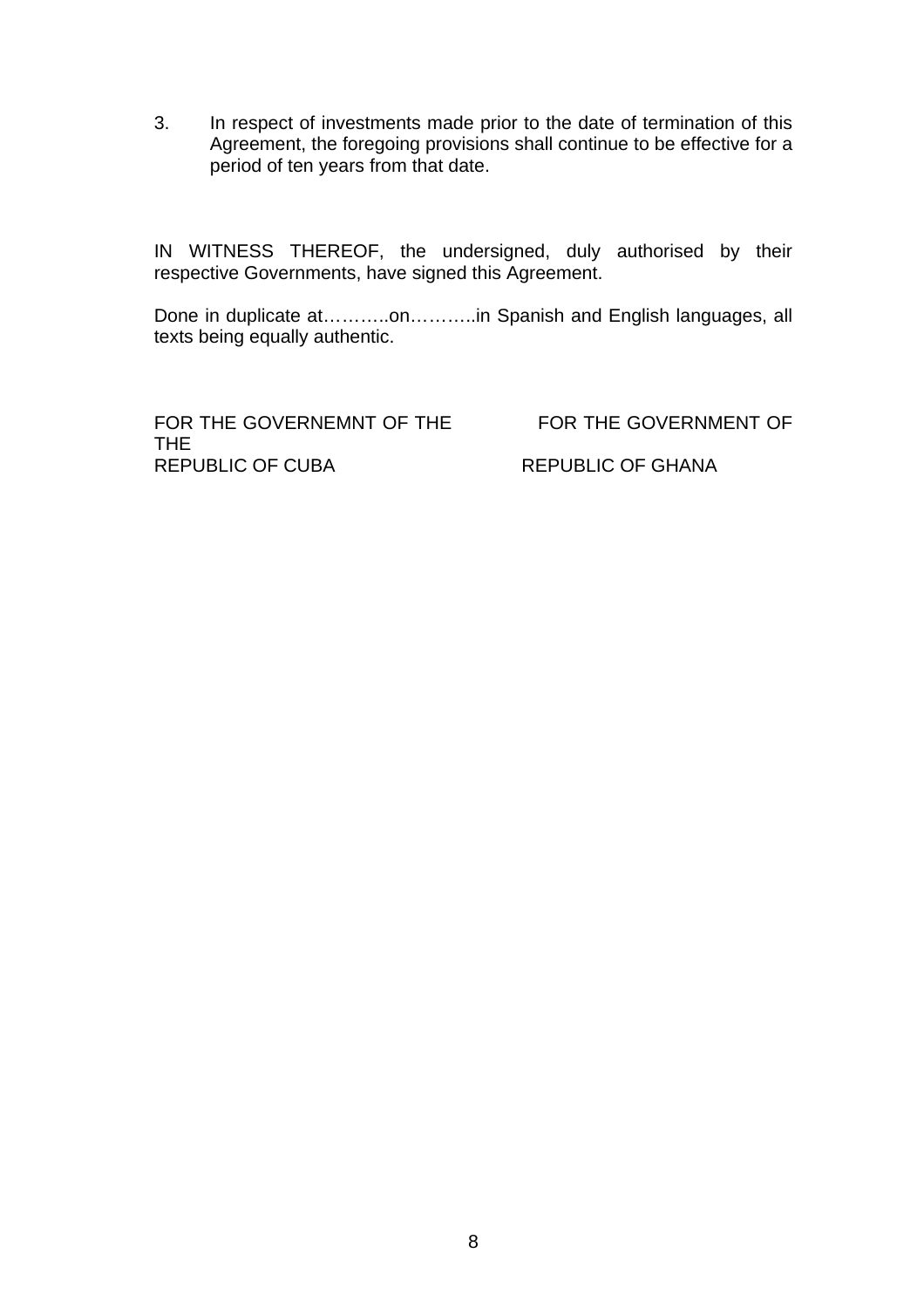3. In respect of investments made prior to the date of termination of this Agreement, the foregoing provisions shall continue to be effective for a period of ten years from that date.

IN WITNESS THEREOF, the undersigned, duly authorised by their respective Governments, have signed this Agreement.

Done in duplicate at………..on………..in Spanish and English languages, all texts being equally authentic.

| | |
|---|---|
| FOR THE GOVERNEMNT OF THE REPUBLIC OF CUBA | FOR THE GOVERNMENT OF THE REPUBLIC OF GHANA |